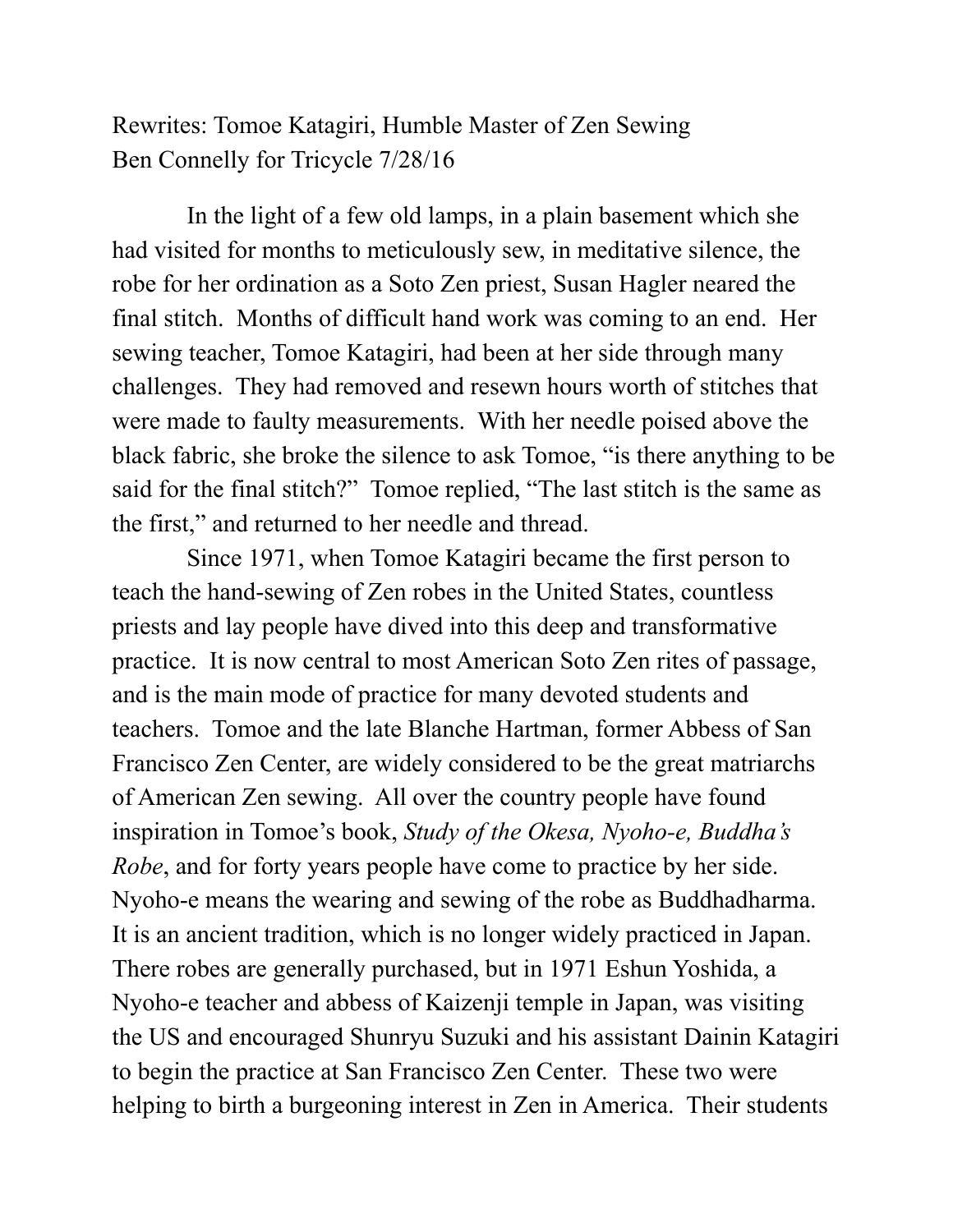Rewrites: Tomoe Katagiri, Humble Master of Zen Sewing
Ben Connelly for Tricycle 7/28/16

In the light of a few old lamps, in a plain basement which she had visited for months to meticulously sew, in meditative silence, the robe for her ordination as a Soto Zen priest, Susan Hagler neared the final stitch. Months of difficult hand work was coming to an end. Her sewing teacher, Tomoe Katagiri, had been at her side through many challenges. They had removed and resewn hours worth of stitches that were made to faulty measurements. With her needle poised above the black fabric, she broke the silence to ask Tomoe, "is there anything to be said for the final stitch?" Tomoe replied, "The last stitch is the same as the first," and returned to her needle and thread.

Since 1971, when Tomoe Katagiri became the first person to teach the hand-sewing of Zen robes in the United States, countless priests and lay people have dived into this deep and transformative practice. It is now central to most American Soto Zen rites of passage, and is the main mode of practice for many devoted students and teachers. Tomoe and the late Blanche Hartman, former Abbess of San Francisco Zen Center, are widely considered to be the great matriarchs of American Zen sewing. All over the country people have found inspiration in Tomoe's book, *Study of the Okesa, Nyoho-e, Buddha's Robe*, and for forty years people have come to practice by her side. Nyoho-e means the wearing and sewing of the robe as Buddhadharma. It is an ancient tradition, which is no longer widely practiced in Japan. There robes are generally purchased, but in 1971 Eshun Yoshida, a Nyoho-e teacher and abbess of Kaizenji temple in Japan, was visiting the US and encouraged Shunryu Suzuki and his assistant Dainin Katagiri to begin the practice at San Francisco Zen Center. These two were helping to birth a burgeoning interest in Zen in America. Their students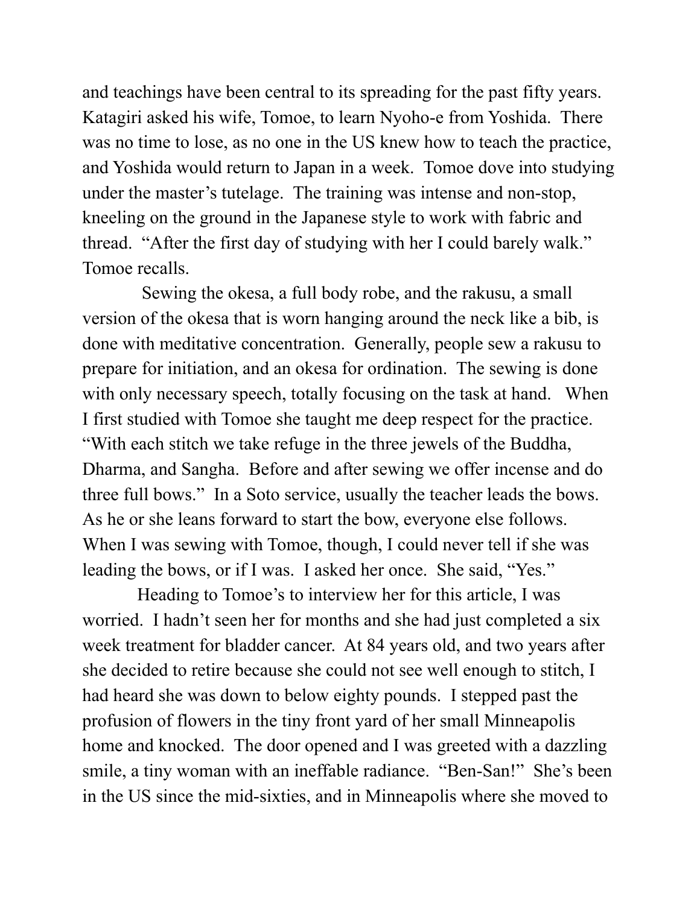and teachings have been central to its spreading for the past fifty years. Katagiri asked his wife, Tomoe, to learn Nyoho-e from Yoshida. There was no time to lose, as no one in the US knew how to teach the practice, and Yoshida would return to Japan in a week. Tomoe dove into studying under the master's tutelage. The training was intense and non-stop, kneeling on the ground in the Japanese style to work with fabric and thread. "After the first day of studying with her I could barely walk." Tomoe recalls.

Sewing the okesa, a full body robe, and the rakusu, a small version of the okesa that is worn hanging around the neck like a bib, is done with meditative concentration. Generally, people sew a rakusu to prepare for initiation, and an okesa for ordination. The sewing is done with only necessary speech, totally focusing on the task at hand. When I first studied with Tomoe she taught me deep respect for the practice. "With each stitch we take refuge in the three jewels of the Buddha, Dharma, and Sangha. Before and after sewing we offer incense and do three full bows." In a Soto service, usually the teacher leads the bows. As he or she leans forward to start the bow, everyone else follows. When I was sewing with Tomoe, though, I could never tell if she was leading the bows, or if I was. I asked her once. She said, "Yes."

Heading to Tomoe's to interview her for this article, I was worried. I hadn't seen her for months and she had just completed a six week treatment for bladder cancer. At 84 years old, and two years after she decided to retire because she could not see well enough to stitch, I had heard she was down to below eighty pounds. I stepped past the profusion of flowers in the tiny front yard of her small Minneapolis home and knocked. The door opened and I was greeted with a dazzling smile, a tiny woman with an ineffable radiance. "Ben-San!" She's been in the US since the mid-sixties, and in Minneapolis where she moved to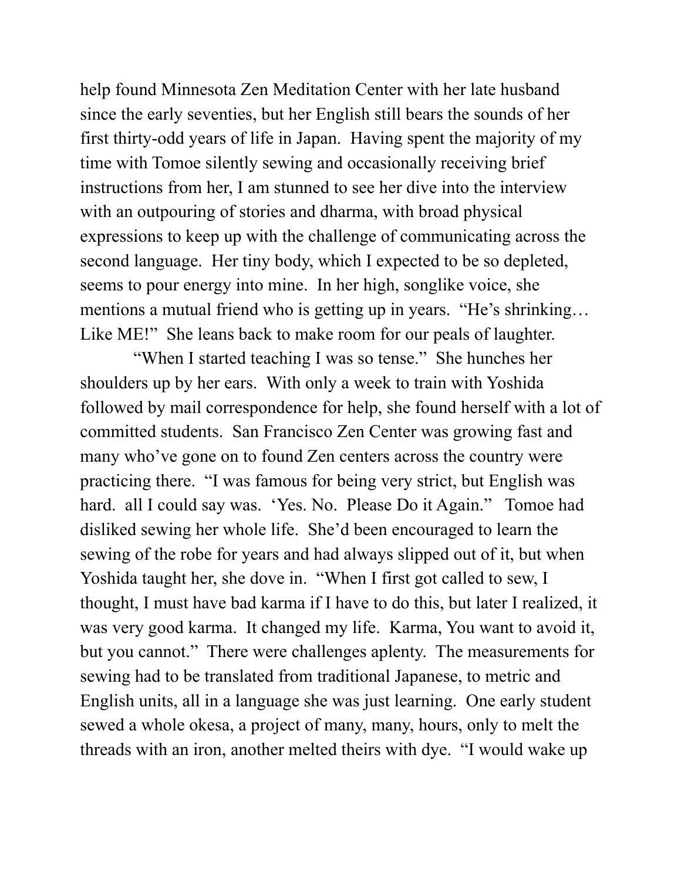help found Minnesota Zen Meditation Center with her late husband since the early seventies, but her English still bears the sounds of her first thirty-odd years of life in Japan. Having spent the majority of my time with Tomoe silently sewing and occasionally receiving brief instructions from her, I am stunned to see her dive into the interview with an outpouring of stories and dharma, with broad physical expressions to keep up with the challenge of communicating across the second language. Her tiny body, which I expected to be so depleted, seems to pour energy into mine. In her high, songlike voice, she mentions a mutual friend who is getting up in years. "He's shrinking… Like ME!" She leans back to make room for our peals of laughter.

"When I started teaching I was so tense." She hunches her shoulders up by her ears. With only a week to train with Yoshida followed by mail correspondence for help, she found herself with a lot of committed students. San Francisco Zen Center was growing fast and many who've gone on to found Zen centers across the country were practicing there. "I was famous for being very strict, but English was hard. all I could say was. 'Yes. No. Please Do it Again." Tomoe had disliked sewing her whole life. She'd been encouraged to learn the sewing of the robe for years and had always slipped out of it, but when Yoshida taught her, she dove in. "When I first got called to sew, I thought, I must have bad karma if I have to do this, but later I realized, it was very good karma. It changed my life. Karma, You want to avoid it, but you cannot." There were challenges aplenty. The measurements for sewing had to be translated from traditional Japanese, to metric and English units, all in a language she was just learning. One early student sewed a whole okesa, a project of many, many, hours, only to melt the threads with an iron, another melted theirs with dye. "I would wake up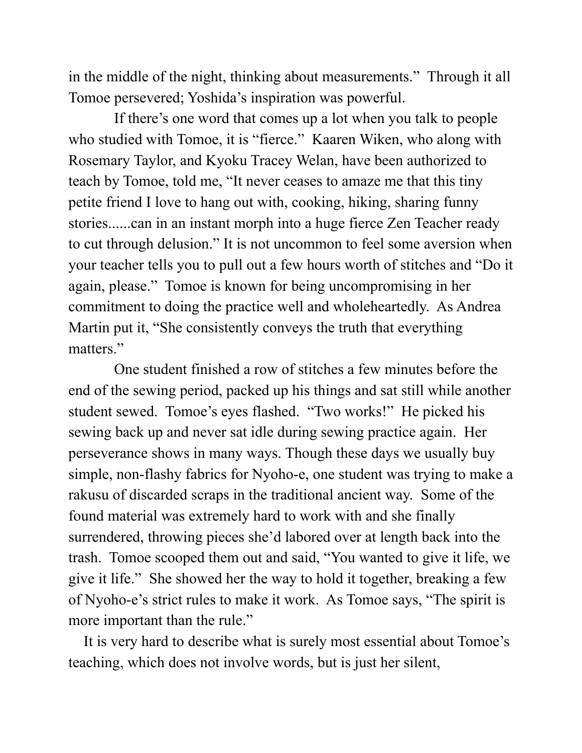in the middle of the night, thinking about measurements." Through it all Tomoe persevered; Yoshida's inspiration was powerful.

If there's one word that comes up a lot when you talk to people who studied with Tomoe, it is "fierce." Kaaren Wiken, who along with Rosemary Taylor, and Kyoku Tracey Welan, have been authorized to teach by Tomoe, told me, "It never ceases to amaze me that this tiny petite friend I love to hang out with, cooking, hiking, sharing funny stories......can in an instant morph into a huge fierce Zen Teacher ready to cut through delusion." It is not uncommon to feel some aversion when your teacher tells you to pull out a few hours worth of stitches and "Do it again, please." Tomoe is known for being uncompromising in her commitment to doing the practice well and wholeheartedly. As Andrea Martin put it, "She consistently conveys the truth that everything matters."

One student finished a row of stitches a few minutes before the end of the sewing period, packed up his things and sat still while another student sewed. Tomoe's eyes flashed. "Two works!" He picked his sewing back up and never sat idle during sewing practice again. Her perseverance shows in many ways. Though these days we usually buy simple, non-flashy fabrics for Nyoho-e, one student was trying to make a rakusu of discarded scraps in the traditional ancient way. Some of the found material was extremely hard to work with and she finally surrendered, throwing pieces she'd labored over at length back into the trash. Tomoe scooped them out and said, "You wanted to give it life, we give it life." She showed her the way to hold it together, breaking a few of Nyoho-e's strict rules to make it work. As Tomoe says, "The spirit is more important than the rule."

It is very hard to describe what is surely most essential about Tomoe's teaching, which does not involve words, but is just her silent,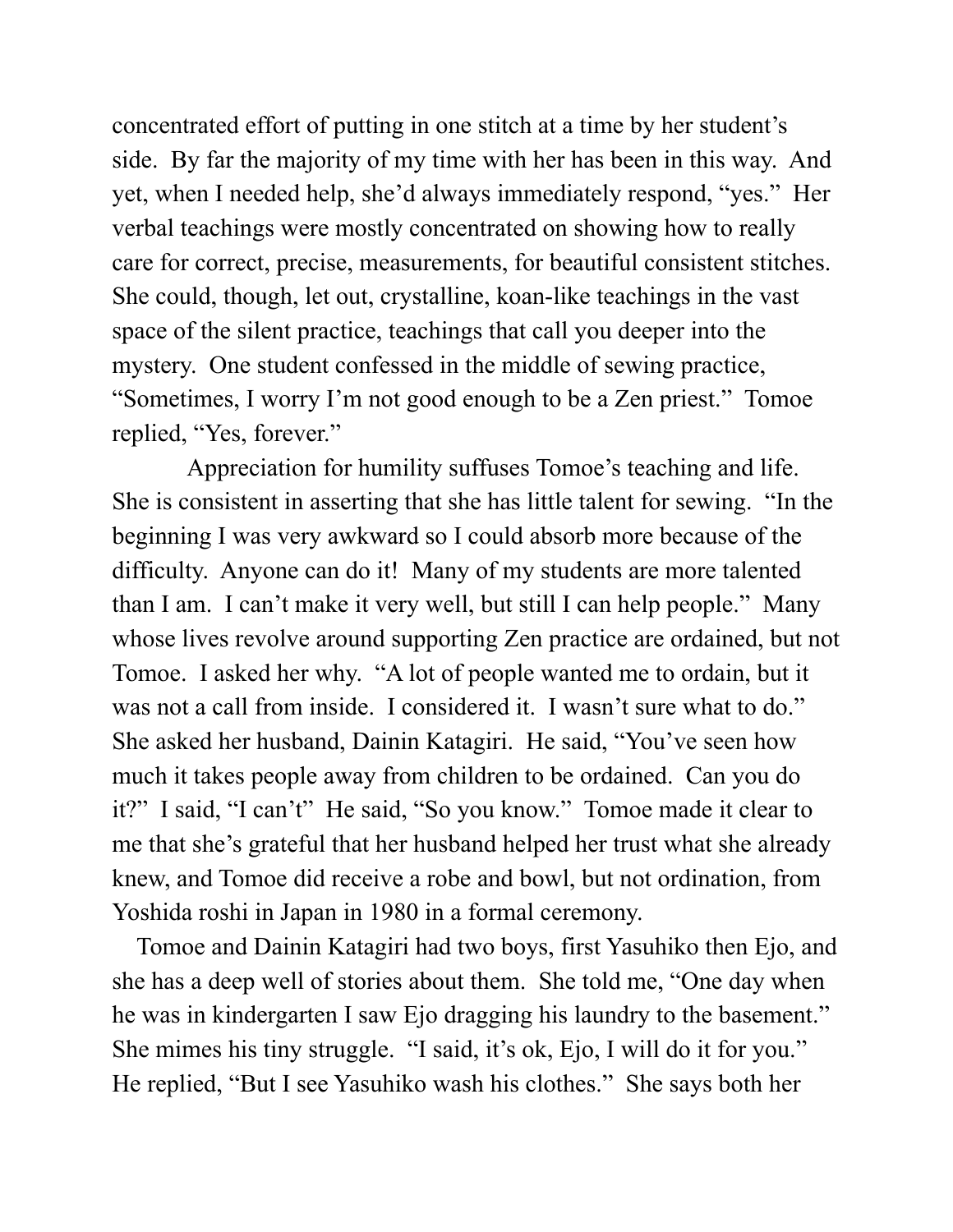concentrated effort of putting in one stitch at a time by her student's side. By far the majority of my time with her has been in this way. And yet, when I needed help, she'd always immediately respond, "yes." Her verbal teachings were mostly concentrated on showing how to really care for correct, precise, measurements, for beautiful consistent stitches. She could, though, let out, crystalline, koan-like teachings in the vast space of the silent practice, teachings that call you deeper into the mystery. One student confessed in the middle of sewing practice, "Sometimes, I worry I'm not good enough to be a Zen priest." Tomoe replied, "Yes, forever."

Appreciation for humility suffuses Tomoe's teaching and life. She is consistent in asserting that she has little talent for sewing. "In the beginning I was very awkward so I could absorb more because of the difficulty. Anyone can do it! Many of my students are more talented than I am. I can't make it very well, but still I can help people." Many whose lives revolve around supporting Zen practice are ordained, but not Tomoe. I asked her why. "A lot of people wanted me to ordain, but it was not a call from inside. I considered it. I wasn't sure what to do." She asked her husband, Dainin Katagiri. He said, "You've seen how much it takes people away from children to be ordained. Can you do it?" I said, "I can't" He said, "So you know." Tomoe made it clear to me that she's grateful that her husband helped her trust what she already knew, and Tomoe did receive a robe and bowl, but not ordination, from Yoshida roshi in Japan in 1980 in a formal ceremony.

Tomoe and Dainin Katagiri had two boys, first Yasuhiko then Ejo, and she has a deep well of stories about them. She told me, "One day when he was in kindergarten I saw Ejo dragging his laundry to the basement." She mimes his tiny struggle. "I said, it's ok, Ejo, I will do it for you." He replied, "But I see Yasuhiko wash his clothes." She says both her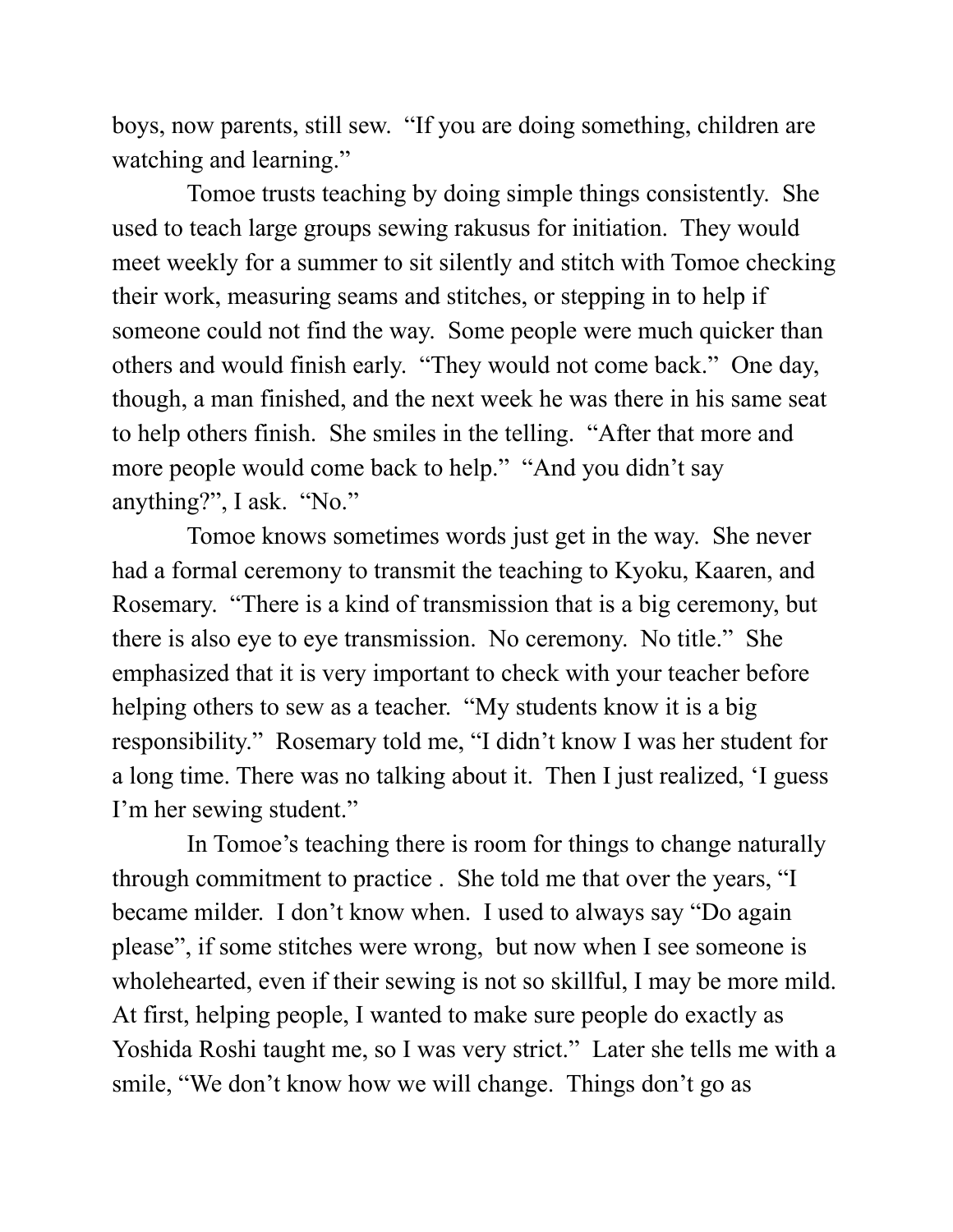boys, now parents, still sew. "If you are doing something, children are watching and learning."

Tomoe trusts teaching by doing simple things consistently. She used to teach large groups sewing rakusus for initiation. They would meet weekly for a summer to sit silently and stitch with Tomoe checking their work, measuring seams and stitches, or stepping in to help if someone could not find the way. Some people were much quicker than others and would finish early. "They would not come back." One day, though, a man finished, and the next week he was there in his same seat to help others finish. She smiles in the telling. "After that more and more people would come back to help." "And you didn't say anything?", I ask. "No."

Tomoe knows sometimes words just get in the way. She never had a formal ceremony to transmit the teaching to Kyoku, Kaaren, and Rosemary. "There is a kind of transmission that is a big ceremony, but there is also eye to eye transmission. No ceremony. No title." She emphasized that it is very important to check with your teacher before helping others to sew as a teacher. "My students know it is a big responsibility." Rosemary told me, "I didn't know I was her student for a long time. There was no talking about it. Then I just realized, 'I guess I'm her sewing student."

In Tomoe's teaching there is room for things to change naturally through commitment to practice . She told me that over the years, "I became milder. I don't know when. I used to always say "Do again please", if some stitches were wrong, but now when I see someone is wholehearted, even if their sewing is not so skillful, I may be more mild. At first, helping people, I wanted to make sure people do exactly as Yoshida Roshi taught me, so I was very strict." Later she tells me with a smile, "We don't know how we will change. Things don't go as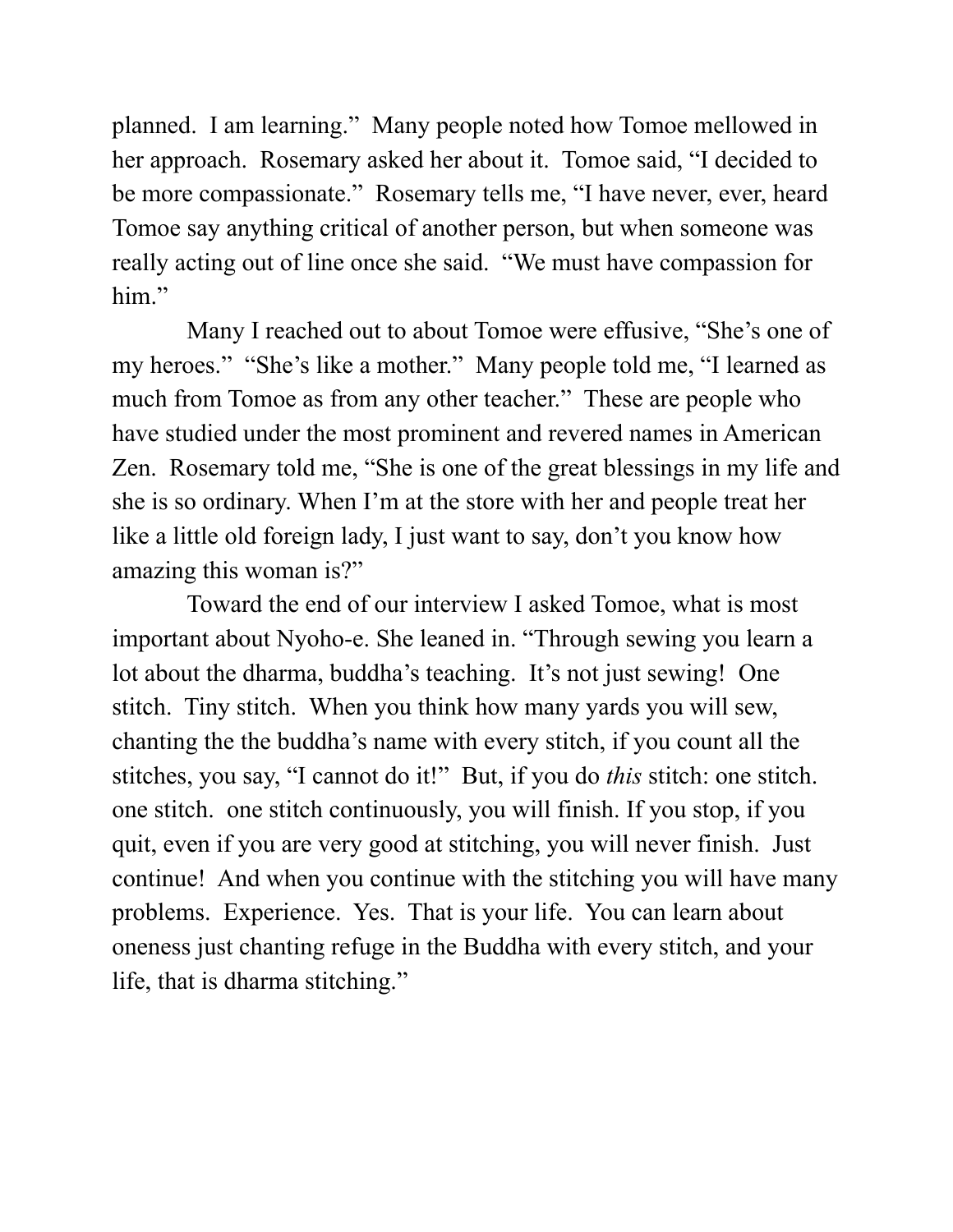planned. I am learning." Many people noted how Tomoe mellowed in her approach. Rosemary asked her about it. Tomoe said, "I decided to be more compassionate." Rosemary tells me, "I have never, ever, heard Tomoe say anything critical of another person, but when someone was really acting out of line once she said. "We must have compassion for him."

Many I reached out to about Tomoe were effusive, "She's one of my heroes." "She's like a mother." Many people told me, "I learned as much from Tomoe as from any other teacher." These are people who have studied under the most prominent and revered names in American Zen. Rosemary told me, "She is one of the great blessings in my life and she is so ordinary. When I'm at the store with her and people treat her like a little old foreign lady, I just want to say, don't you know how amazing this woman is?"

Toward the end of our interview I asked Tomoe, what is most important about Nyoho-e. She leaned in. "Through sewing you learn a lot about the dharma, buddha's teaching. It's not just sewing! One stitch. Tiny stitch. When you think how many yards you will sew, chanting the the buddha's name with every stitch, if you count all the stitches, you say, "I cannot do it!" But, if you do *this* stitch: one stitch. one stitch. one stitch continuously, you will finish. If you stop, if you quit, even if you are very good at stitching, you will never finish. Just continue! And when you continue with the stitching you will have many problems. Experience. Yes. That is your life. You can learn about oneness just chanting refuge in the Buddha with every stitch, and your life, that is dharma stitching."